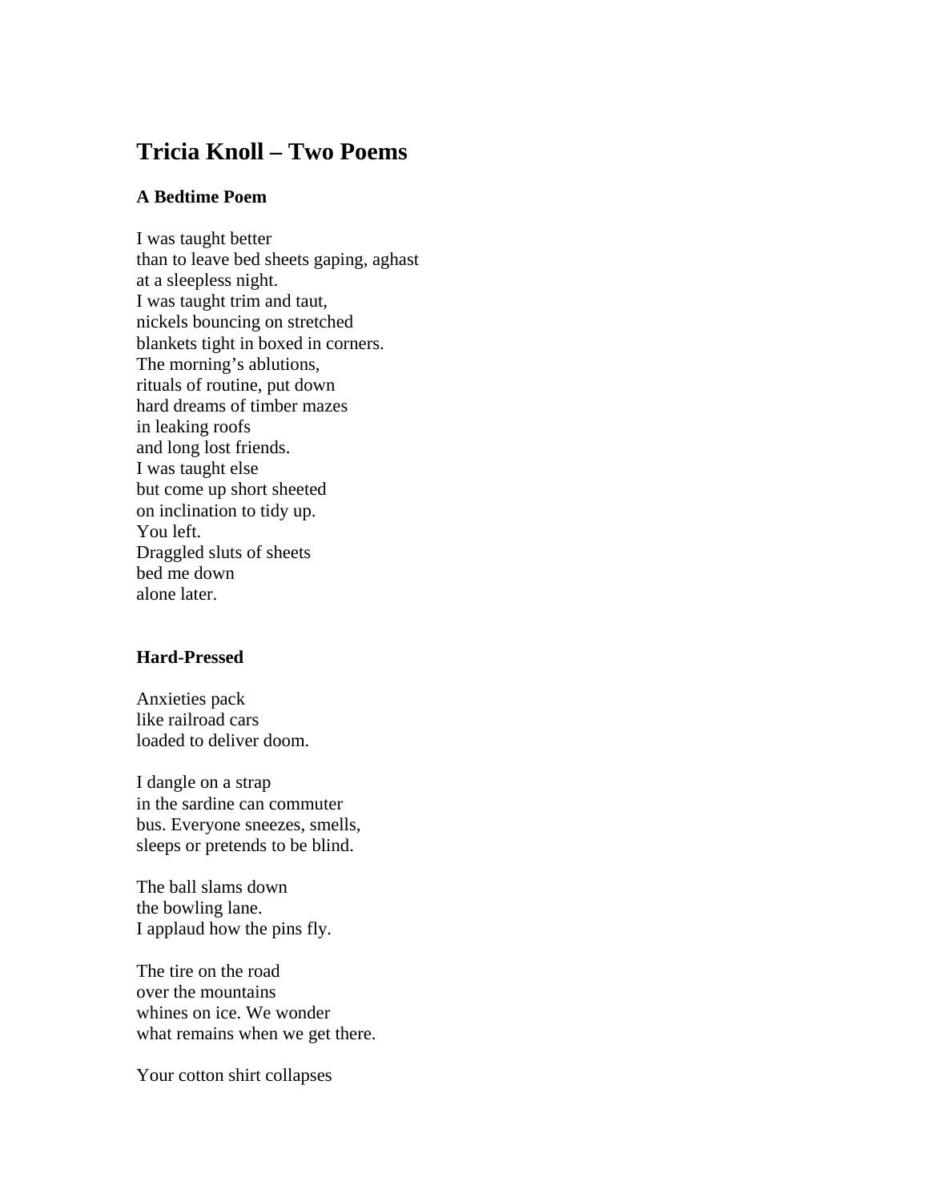# Tricia Knoll – Two Poems

### A Bedtime Poem

I was taught better  
than to leave bed sheets gaping, aghast  
at a sleepless night.  
I was taught trim and taut,  
nickels bouncing on stretched  
blankets tight in boxed in corners.  
The morning's ablutions,  
rituals of routine, put down  
hard dreams of timber mazes  
in leaking roofs  
and long lost friends.  
I was taught else  
but come up short sheeted  
on inclination to tidy up.  
You left.  
Draggled sluts of sheets  
bed me down  
alone later.

### Hard-Pressed

Anxieties pack  
like railroad cars  
loaded to deliver doom.

I dangle on a strap  
in the sardine can commuter  
bus. Everyone sneezes, smells,  
sleeps or pretends to be blind.

The ball slams down  
the bowling lane.  
I applaud how the pins fly.

The tire on the road  
over the mountains  
whines on ice. We wonder  
what remains when we get there.

Your cotton shirt collapses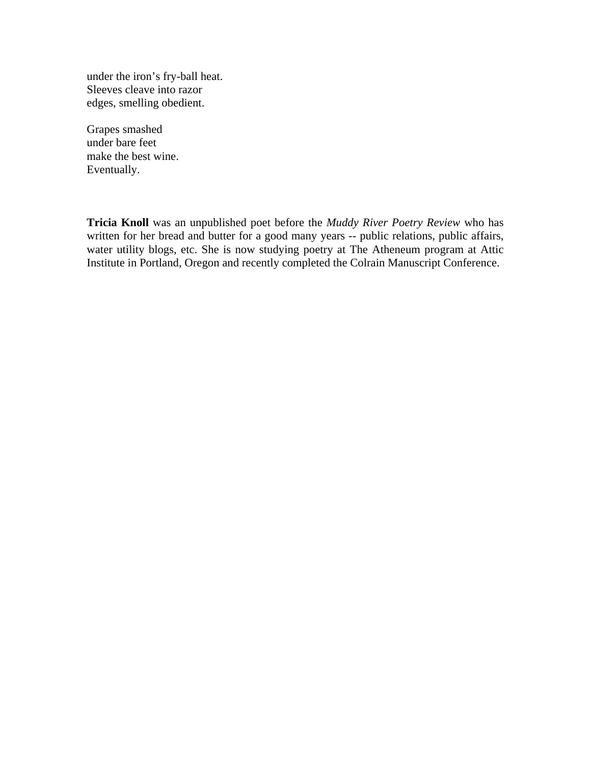under the iron’s fry-ball heat.  
Sleeves cleave into razor  
edges, smelling obedient.

Grapes smashed  
under bare feet  
make the best wine.  
Eventually.

**Tricia Knoll** was an unpublished poet before the *Muddy River Poetry Review* who has written for her bread and butter for a good many years -- public relations, public affairs, water utility blogs, etc. She is now studying poetry at The Atheneum program at Attic Institute in Portland, Oregon and recently completed the Colrain Manuscript Conference.